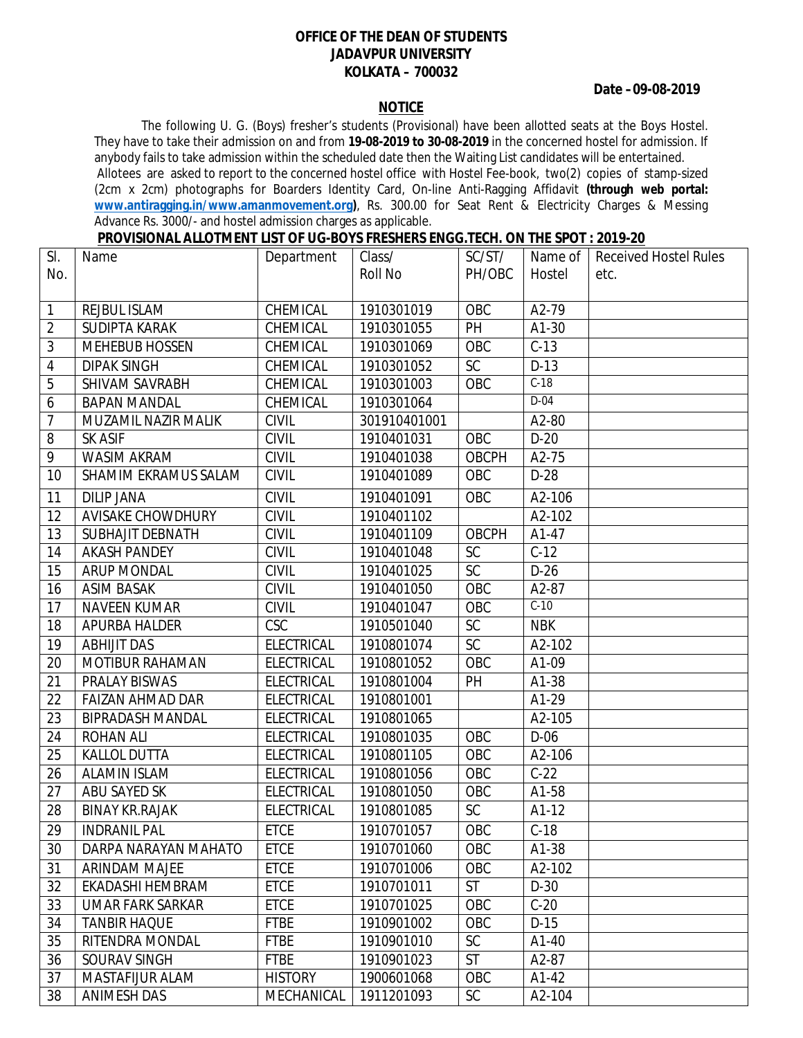**OFFICE OF THE DEAN OF STUDENTS**
**JADAVPUR UNIVERSITY**
**KOLKATA – 700032**

**Date – 09-08-2019**

**NOTICE**

The following U. G. (Boys) fresher's students (Provisional) have been allotted seats at the Boys Hostel. They have to take their admission on and from **19-08-2019 to 30-08-2019** in the concerned hostel for admission. If anybody fails to take admission within the scheduled date then the Waiting List candidates will be entertained.

Allotees are asked to report to the concerned hostel office with Hostel Fee-book, two(2) copies of stamp-sized (2cm x 2cm) photographs for Boarders Identity Card, On-line Anti-Ragging Affidavit **(through web portal: www.antiragging.in/www.amanmovement.org)**, Rs. 300.00 for Seat Rent & Electricity Charges & Messing Advance Rs. 3000/- and hostel admission charges as applicable.

**PROVISIONAL ALLOTMENT LIST OF UG-BOYS FRESHERS ENGG.TECH. ON THE SPOT : 2019-20**

| Sl. No. | Name | Department | Class/ Roll No | SC/ST/ PH/OBC | Name of Hostel | Received Hostel Rules etc. |
|---|---|---|---|---|---|---|
| 1 | REJBUL ISLAM | CHEMICAL | 1910301019 | OBC | A2-79 | |
| 2 | SUDIPTA KARAK | CHEMICAL | 1910301055 | PH | A1-30 | |
| 3 | MEHEBUB HOSSEN | CHEMICAL | 1910301069 | OBC | C-13 | |
| 4 | DIPAK SINGH | CHEMICAL | 1910301052 | SC | D-13 | |
| 5 | SHIVAM SAVRABH | CHEMICAL | 1910301003 | OBC | C-18 | |
| 6 | BAPAN MANDAL | CHEMICAL | 1910301064 | | D-04 | |
| 7 | MUZAMIL NAZIR MALIK | CIVIL | 301910401001 | | A2-80 | |
| 8 | SK ASIF | CIVIL | 1910401031 | OBC | D-20 | |
| 9 | WASIM AKRAM | CIVIL | 1910401038 | OBCPH | A2-75 | |
| 10 | SHAMIM EKRAMUS SALAM | CIVIL | 1910401089 | OBC | D-28 | |
| 11 | DILIP JANA | CIVIL | 1910401091 | OBC | A2-106 | |
| 12 | AVISAKE CHOWDHURY | CIVIL | 1910401102 | | A2-102 | |
| 13 | SUBHAJIT DEBNATH | CIVIL | 1910401109 | OBCPH | A1-47 | |
| 14 | AKASH PANDEY | CIVIL | 1910401048 | SC | C-12 | |
| 15 | ARUP MONDAL | CIVIL | 1910401025 | SC | D-26 | |
| 16 | ASIM BASAK | CIVIL | 1910401050 | OBC | A2-87 | |
| 17 | NAVEEN KUMAR | CIVIL | 1910401047 | OBC | C-10 | |
| 18 | APURBA HALDER | CSC | 1910501040 | SC | NBK | |
| 19 | ABHIJIT DAS | ELECTRICAL | 1910801074 | SC | A2-102 | |
| 20 | MOTIBUR RAHAMAN | ELECTRICAL | 1910801052 | OBC | A1-09 | |
| 21 | PRALAY BISWAS | ELECTRICAL | 1910801004 | PH | A1-38 | |
| 22 | FAIZAN AHMAD DAR | ELECTRICAL | 1910801001 | | A1-29 | |
| 23 | BIPRADASH MANDAL | ELECTRICAL | 1910801065 | | A2-105 | |
| 24 | ROHAN ALI | ELECTRICAL | 1910801035 | OBC | D-06 | |
| 25 | KALLOL DUTTA | ELECTRICAL | 1910801105 | OBC | A2-106 | |
| 26 | ALAMIN ISLAM | ELECTRICAL | 1910801056 | OBC | C-22 | |
| 27 | ABU SAYED SK | ELECTRICAL | 1910801050 | OBC | A1-58 | |
| 28 | BINAY KR.RAJAK | ELECTRICAL | 1910801085 | SC | A1-12 | |
| 29 | INDRANIL PAL | ETCE | 1910701057 | OBC | C-18 | |
| 30 | DARPA NARAYAN MAHATO | ETCE | 1910701060 | OBC | A1-38 | |
| 31 | ARINDAM MAJEE | ETCE | 1910701006 | OBC | A2-102 | |
| 32 | EKADASHI HEMBRAM | ETCE | 1910701011 | ST | D-30 | |
| 33 | UMAR FARK SARKAR | ETCE | 1910701025 | OBC | C-20 | |
| 34 | TANBIR HAQUE | FTBE | 1910901002 | OBC | D-15 | |
| 35 | RITENDRA MONDAL | FTBE | 1910901010 | SC | A1-40 | |
| 36 | SOURAV SINGH | FTBE | 1910901023 | ST | A2-87 | |
| 37 | MASTAFIJUR ALAM | HISTORY | 1900601068 | OBC | A1-42 | |
| 38 | ANIMESH DAS | MECHANICAL | 1911201093 | SC | A2-104 | |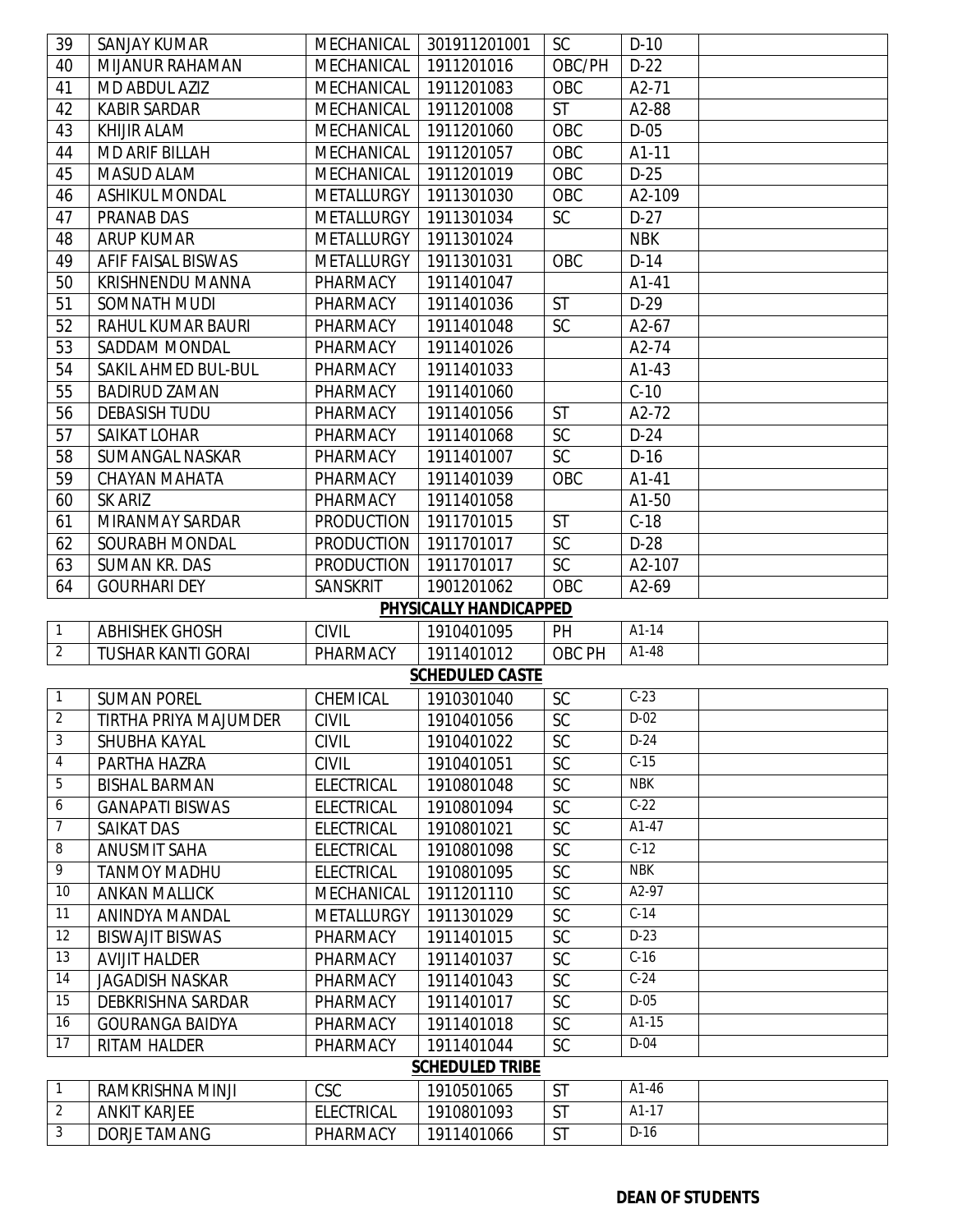| | | | | | | |
|---|---|---|---|---|---|---|
| 39 | SANJAY KUMAR | MECHANICAL | 301911201001 | SC | D-10 | |
| 40 | MIJANUR RAHAMAN | MECHANICAL | 1911201016 | OBC/PH | D-22 | |
| 41 | MD ABDUL AZIZ | MECHANICAL | 1911201083 | OBC | A2-71 | |
| 42 | KABIR SARDAR | MECHANICAL | 1911201008 | ST | A2-88 | |
| 43 | KHIJIR ALAM | MECHANICAL | 1911201060 | OBC | D-05 | |
| 44 | MD ARIF BILLAH | MECHANICAL | 1911201057 | OBC | A1-11 | |
| 45 | MASUD ALAM | MECHANICAL | 1911201019 | OBC | D-25 | |
| 46 | ASHIKUL MONDAL | METALLURGY | 1911301030 | OBC | A2-109 | |
| 47 | PRANAB DAS | METALLURGY | 1911301034 | SC | D-27 | |
| 48 | ARUP KUMAR | METALLURGY | 1911301024 | | NBK | |
| 49 | AFIF FAISAL BISWAS | METALLURGY | 1911301031 | OBC | D-14 | |
| 50 | KRISHNENDU MANNA | PHARMACY | 1911401047 | | A1-41 | |
| 51 | SOMNATH MUDI | PHARMACY | 1911401036 | ST | D-29 | |
| 52 | RAHUL KUMAR BAURI | PHARMACY | 1911401048 | SC | A2-67 | |
| 53 | SADDAM MONDAL | PHARMACY | 1911401026 | | A2-74 | |
| 54 | SAKIL AHMED BUL-BUL | PHARMACY | 1911401033 | | A1-43 | |
| 55 | BADIRUD ZAMAN | PHARMACY | 1911401060 | | C-10 | |
| 56 | DEBASISH TUDU | PHARMACY | 1911401056 | ST | A2-72 | |
| 57 | SAIKAT LOHAR | PHARMACY | 1911401068 | SC | D-24 | |
| 58 | SUMANGAL NASKAR | PHARMACY | 1911401007 | SC | D-16 | |
| 59 | CHAYAN MAHATA | PHARMACY | 1911401039 | OBC | A1-41 | |
| 60 | SK ARIZ | PHARMACY | 1911401058 | | A1-50 | |
| 61 | MIRANMAY SARDAR | PRODUCTION | 1911701015 | ST | C-18 | |
| 62 | SOURABH MONDAL | PRODUCTION | 1911701017 | SC | D-28 | |
| 63 | SUMAN KR. DAS | PRODUCTION | 1911701017 | SC | A2-107 | |
| 64 | GOURHARI DEY | SANSKRIT | 1901201062 | OBC | A2-69 | |

**PHYSICALLY HANDICAPPED**

| | | | | | | |
|---|---|---|---|---|---|---|
| 1 | ABHISHEK GHOSH | CIVIL | 1910401095 | PH | A1-14 | |
| 2 | TUSHAR KANTI GORAI | PHARMACY | 1911401012 | OBC PH | A1-48 | |

**SCHEDULED CASTE**

| | | | | | | |
|---|---|---|---|---|---|---|
| 1 | SUMAN POREL | CHEMICAL | 1910301040 | SC | C-23 | |
| 2 | TIRTHA PRIYA MAJUMDER | CIVIL | 1910401056 | SC | D-02 | |
| 3 | SHUBHA KAYAL | CIVIL | 1910401022 | SC | D-24 | |
| 4 | PARTHA HAZRA | CIVIL | 1910401051 | SC | C-15 | |
| 5 | BISHAL BARMAN | ELECTRICAL | 1910801048 | SC | NBK | |
| 6 | GANAPATI BISWAS | ELECTRICAL | 1910801094 | SC | C-22 | |
| 7 | SAIKAT DAS | ELECTRICAL | 1910801021 | SC | A1-47 | |
| 8 | ANUSMIT SAHA | ELECTRICAL | 1910801098 | SC | C-12 | |
| 9 | TANMOY MADHU | ELECTRICAL | 1910801095 | SC | NBK | |
| 10 | ANKAN MALLICK | MECHANICAL | 1911201110 | SC | A2-97 | |
| 11 | ANINDYA MANDAL | METALLURGY | 1911301029 | SC | C-14 | |
| 12 | BISWAJIT BISWAS | PHARMACY | 1911401015 | SC | D-23 | |
| 13 | AVIJIT HALDER | PHARMACY | 1911401037 | SC | C-16 | |
| 14 | JAGADISH NASKAR | PHARMACY | 1911401043 | SC | C-24 | |
| 15 | DEBKRISHNA SARDAR | PHARMACY | 1911401017 | SC | D-05 | |
| 16 | GOURANGA BAIDYA | PHARMACY | 1911401018 | SC | A1-15 | |
| 17 | RITAM HALDER | PHARMACY | 1911401044 | SC | D-04 | |

**SCHEDULED TRIBE**

| | | | | | | |
|---|---|---|---|---|---|---|
| 1 | RAMKRISHNA MINJI | CSC | 1910501065 | ST | A1-46 | |
| 2 | ANKIT KARJEE | ELECTRICAL | 1910801093 | ST | A1-17 | |
| 3 | DORJE TAMANG | PHARMACY | 1911401066 | ST | D-16 | |

**DEAN OF STUDENTS**